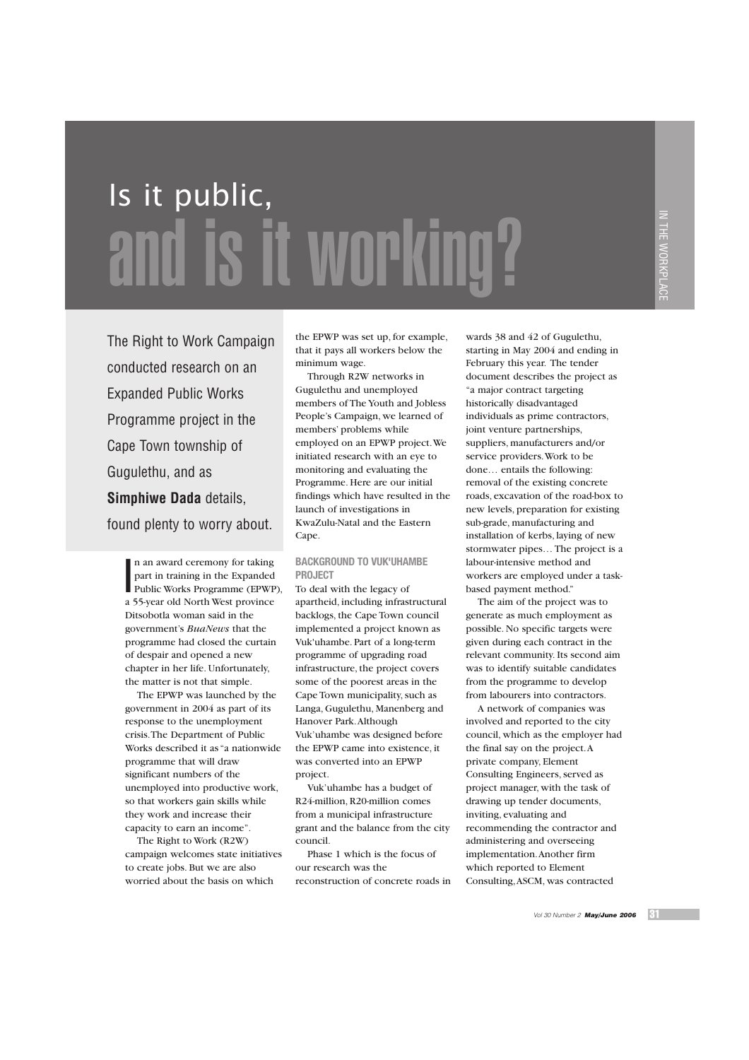# Is it public, and is it working?

The Right to Work Campaign conducted research on an Expanded Public Works Programme project in the Cape Town township of Gugulethu, and as **Simphiwe Dada** details, found plenty to worry about.

In an award ceremony for taking part in training in the Expanded Public Works Programme (EPWP), a 55-year old North West province Ditsobotla woman said in the government's *BuaNews* that the programme had closed the curtain of despair and opened a new chapter in her life. Unfortunately, the matter is not that simple.

The EPWP was launched by the government in 2004 as part of its response to the unemployment crisis. The Department of Public Works described it as "a nationwide programme that will draw significant numbers of the unemployed into productive work, so that workers gain skills while they work and increase their capacity to earn an income".

The Right to Work (R2W) campaign welcomes state initiatives to create jobs. But we are also worried about the basis on which the EPWP was set up, for example, that it pays all workers below the minimum wage.

Through R2W networks in Gugulethu and unemployed members of The Youth and Jobless People's Campaign, we learned of members' problems while employed on an EPWP project. We initiated research with an eye to monitoring and evaluating the Programme. Here are our initial findings which have resulted in the launch of investigations in KwaZulu-Natal and the Eastern Cape.

## BACKGROUND TO VUK'UHAMBE PROJECT

To deal with the legacy of apartheid, including infrastructural backlogs, the Cape Town council implemented a project known as Vuk'uhambe. Part of a long-term programme of upgrading road infrastructure, the project covers some of the poorest areas in the Cape Town municipality, such as Langa, Gugulethu, Manenberg and Hanover Park. Although Vuk'uhambe was designed before the EPWP came into existence, it was converted into an EPWP project.

Vuk'uhambe has a budget of R24-million, R20-million comes from a municipal infrastructure grant and the balance from the city council.

Phase 1 which is the focus of our research was the reconstruction of concrete roads in wards 38 and 42 of Gugulethu, starting in May 2004 and ending in February this year. The tender document describes the project as "a major contract targeting historically disadvantaged individuals as prime contractors, joint venture partnerships, suppliers, manufacturers and/or service providers. Work to be done… entails the following: removal of the existing concrete roads, excavation of the road-box to new levels, preparation for existing sub-grade, manufacturing and installation of kerbs, laying of new stormwater pipes… The project is a labour-intensive method and workers are employed under a task-based payment method."

The aim of the project was to generate as much employment as possible. No specific targets were given during each contract in the relevant community. Its second aim was to identify suitable candidates from the programme to develop from labourers into contractors.

A network of companies was involved and reported to the city council, which as the employer had the final say on the project. A private company, Element Consulting Engineers, served as project manager, with the task of drawing up tender documents, inviting, evaluating and recommending the contractor and administering and overseeing implementation. Another firm which reported to Element Consulting, ASCM, was contracted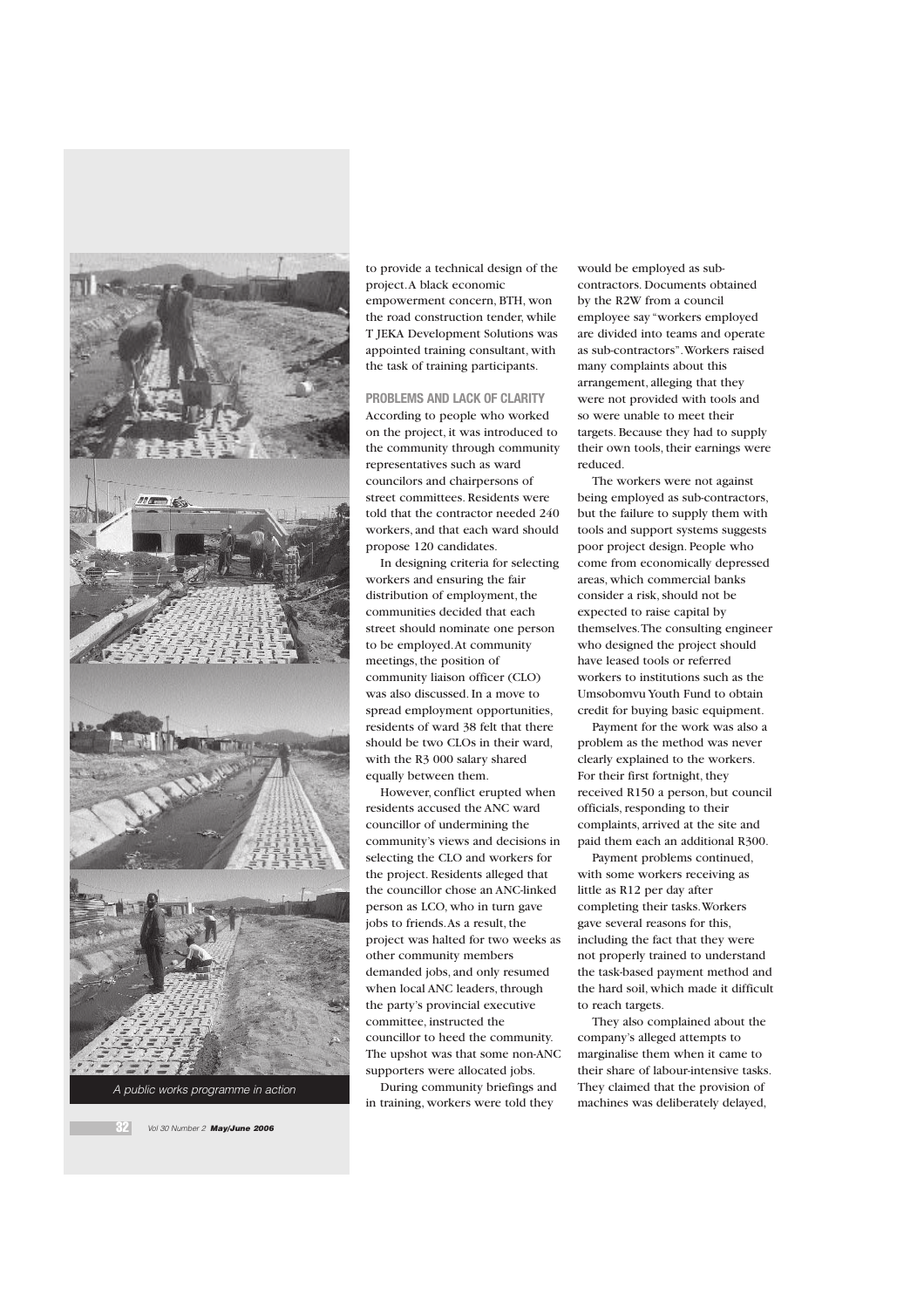to provide a technical design of the project. A black economic empowerment concern, BTH, won the road construction tender, while T JEKA Development Solutions was appointed training consultant, with the task of training participants.

**PROBLEMS AND LACK OF CLARITY**

According to people who worked on the project, it was introduced to the community through community representatives such as ward councilors and chairpersons of street committees. Residents were told that the contractor needed 240 workers, and that each ward should propose 120 candidates.

In designing criteria for selecting workers and ensuring the fair distribution of employment, the communities decided that each street should nominate one person to be employed. At community meetings, the position of community liaison officer (CLO) was also discussed. In a move to spread employment opportunities, residents of ward 38 felt that there should be two CLOs in their ward, with the R3 000 salary shared equally between them.

However, conflict erupted when residents accused the ANC ward councillor of undermining the community's views and decisions in selecting the CLO and workers for the project. Residents alleged that the councillor chose an ANC-linked person as LCO, who in turn gave jobs to friends. As a result, the project was halted for two weeks as other community members demanded jobs, and only resumed when local ANC leaders, through the party's provincial executive committee, instructed the councillor to heed the community. The upshot was that some non-ANC supporters were allocated jobs.

During community briefings and in training, workers were told they would be employed as sub-contractors. Documents obtained by the R2W from a council employee say "workers employed are divided into teams and operate as sub-contractors". Workers raised many complaints about this arrangement, alleging that they were not provided with tools and so were unable to meet their targets. Because they had to supply their own tools, their earnings were reduced.

The workers were not against being employed as sub-contractors, but the failure to supply them with tools and support systems suggests poor project design. People who come from economically depressed areas, which commercial banks consider a risk, should not be expected to raise capital by themselves. The consulting engineer who designed the project should have leased tools or referred workers to institutions such as the Umsobomvu Youth Fund to obtain credit for buying basic equipment.

Payment for the work was also a problem as the method was never clearly explained to the workers. For their first fortnight, they received R150 a person, but council officials, responding to their complaints, arrived at the site and paid them each an additional R300.

Payment problems continued, with some workers receiving as little as R12 per day after completing their tasks. Workers gave several reasons for this, including the fact that they were not properly trained to understand the task-based payment method and the hard soil, which made it difficult to reach targets.

They also complained about the company's alleged attempts to marginalise them when it came to their share of labour-intensive tasks. They claimed that the provision of machines was deliberately delayed,

*A public works programme in action*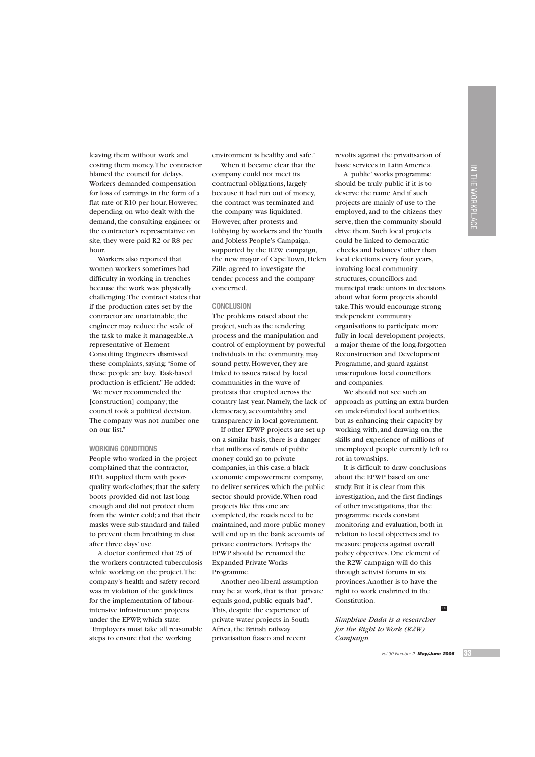leaving them without work and costing them money. The contractor blamed the council for delays. Workers demanded compensation for loss of earnings in the form of a flat rate of R10 per hour. However, depending on who dealt with the demand, the consulting engineer or the contractor's representative on site, they were paid R2 or R8 per hour.

Workers also reported that women workers sometimes had difficulty in working in trenches because the work was physically challenging. The contract states that if the production rates set by the contractor are unattainable, the engineer may reduce the scale of the task to make it manageable. A representative of Element Consulting Engineers dismissed these complaints, saying: "Some of these people are lazy. Task-based production is efficient." He added: "We never recommended the [construction] company; the council took a political decision. The company was not number one on our list."

## WORKING CONDITIONS

People who worked in the project complained that the contractor, BTH, supplied them with poor-quality work-clothes; that the safety boots provided did not last long enough and did not protect them from the winter cold; and that their masks were sub-standard and failed to prevent them breathing in dust after three days' use.

A doctor confirmed that 25 of the workers contracted tuberculosis while working on the project. The company's health and safety record was in violation of the guidelines for the implementation of labour-intensive infrastructure projects under the EPWP, which state: "Employers must take all reasonable steps to ensure that the working environment is healthy and safe."

When it became clear that the company could not meet its contractual obligations, largely because it had run out of money, the contract was terminated and the company was liquidated. However, after protests and lobbying by workers and the Youth and Jobless People's Campaign, supported by the R2W campaign, the new mayor of Cape Town, Helen Zille, agreed to investigate the tender process and the company concerned.

## CONCLUSION

The problems raised about the project, such as the tendering process and the manipulation and control of employment by powerful individuals in the community, may sound petty. However, they are linked to issues raised by local communities in the wave of protests that erupted across the country last year. Namely, the lack of democracy, accountability and transparency in local government.

If other EPWP projects are set up on a similar basis, there is a danger that millions of rands of public money could go to private companies, in this case, a black economic empowerment company, to deliver services which the public sector should provide. When road projects like this one are completed, the roads need to be maintained, and more public money will end up in the bank accounts of private contractors. Perhaps the EPWP should be renamed the Expanded Private Works Programme.

Another neo-liberal assumption may be at work, that is that "private equals good, public equals bad". This, despite the experience of private water projects in South Africa, the British railway privatisation fiasco and recent revolts against the privatisation of basic services in Latin America.

A 'public' works programme should be truly public if it is to deserve the name. And if such projects are mainly of use to the employed, and to the citizens they serve, then the community should drive them. Such local projects could be linked to democratic 'checks and balances' other than local elections every four years, involving local community structures, councillors and municipal trade unions in decisions about what form projects should take. This would encourage strong independent community organisations to participate more fully in local development projects, a major theme of the long-forgotten Reconstruction and Development Programme, and guard against unscrupulous local councillors and companies.

We should not see such an approach as putting an extra burden on under-funded local authorities, but as enhancing their capacity by working with, and drawing on, the skills and experience of millions of unemployed people currently left to rot in townships.

It is difficult to draw conclusions about the EPWP based on one study. But it is clear from this investigation, and the first findings of other investigations, that the programme needs constant monitoring and evaluation, both in relation to local objectives and to measure projects against overall policy objectives. One element of the R2W campaign will do this through activist forums in six provinces. Another is to have the right to work enshrined in the Constitution.

*Simphiwe Dada is a researcher for the Right to Work (R2W) Campaign.*